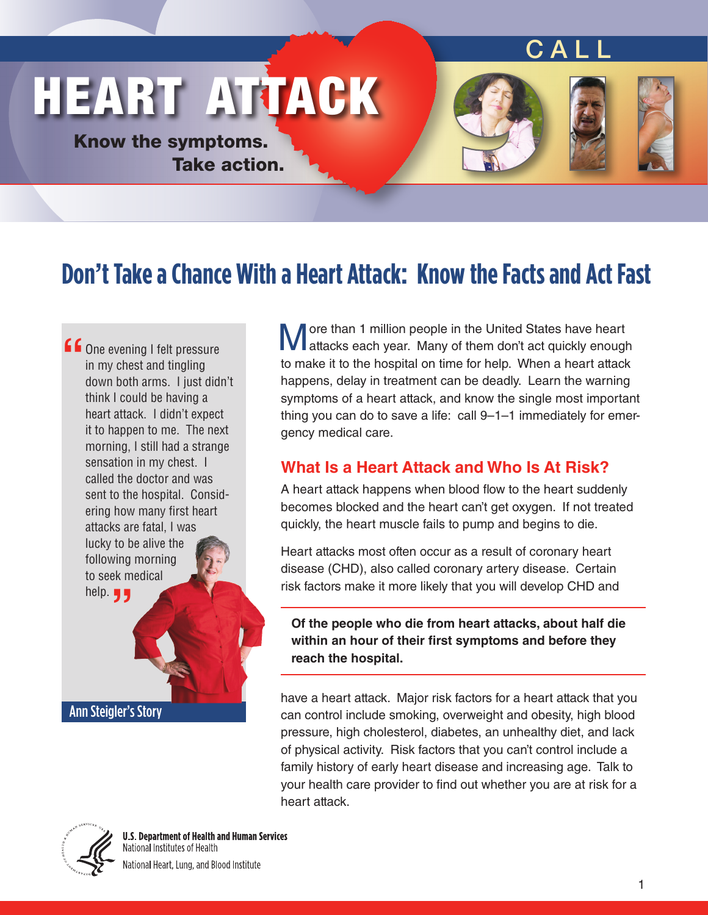# HEART ATTACK

CALL 9-1-1

**Know the symptoms.**
**Take action.**

## Don't Take a Chance With a Heart Attack: Know the Facts and Act Fast

> "One evening I felt pressure in my chest and tingling down both arms. I just didn't think I could be having a heart attack. I didn't expect it to happen to me. The next morning, I still had a strange sensation in my chest. I called the doctor and was sent to the hospital. Considering how many first heart attacks are fatal, I was lucky to be alive the following morning to seek medical help."

**Ann Steigler's Story**

More than 1 million people in the United States have heart attacks each year. Many of them don't act quickly enough to make it to the hospital on time for help. When a heart attack happens, delay in treatment can be deadly. Learn the warning symptoms of a heart attack, and know the single most important thing you can do to save a life: call 9–1–1 immediately for emergency medical care.

### What Is a Heart Attack and Who Is At Risk?

A heart attack happens when blood flow to the heart suddenly becomes blocked and the heart can't get oxygen. If not treated quickly, the heart muscle fails to pump and begins to die.

Heart attacks most often occur as a result of coronary heart disease (CHD), also called coronary artery disease. Certain risk factors make it more likely that you will develop CHD and have a heart attack. Major risk factors for a heart attack that you can control include smoking, overweight and obesity, high blood pressure, high cholesterol, diabetes, an unhealthy diet, and lack of physical activity. Risk factors that you can't control include a family history of early heart disease and increasing age. Talk to your health care provider to find out whether you are at risk for a heart attack.

**Of the people who die from heart attacks, about half die within an hour of their first symptoms and before they reach the hospital.**

U.S. Department of Health and Human Services
National Institutes of Health
National Heart, Lung, and Blood Institute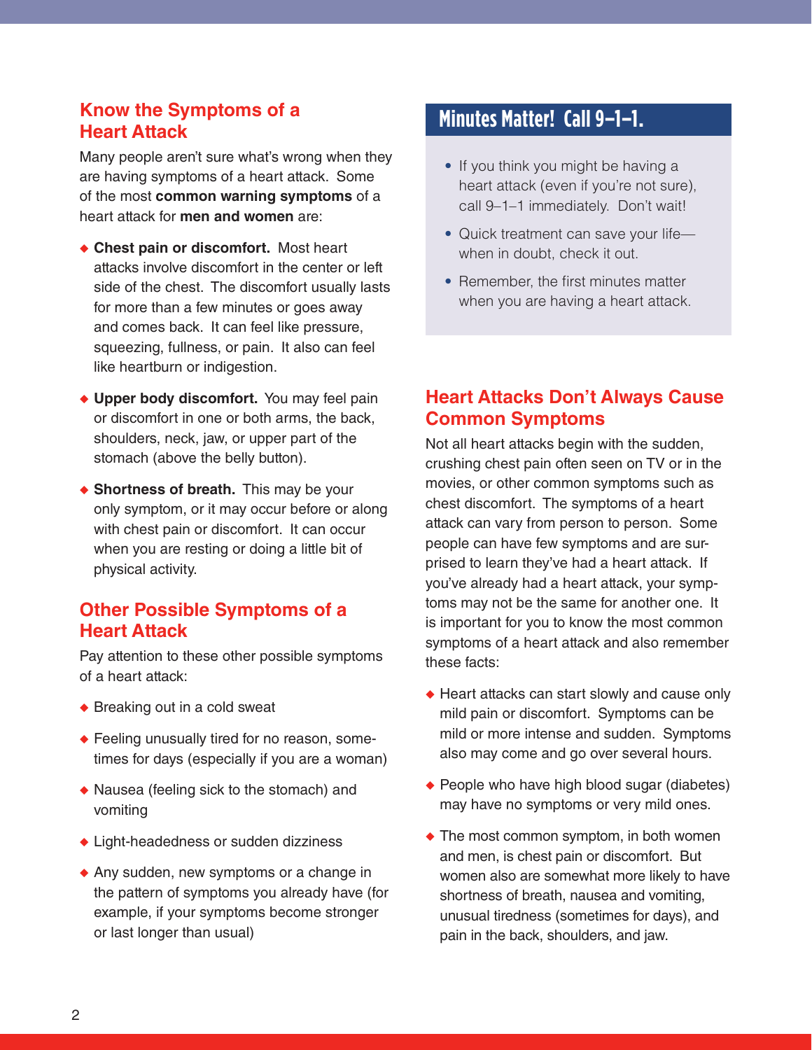## Know the Symptoms of a Heart Attack

Many people aren't sure what's wrong when they are having symptoms of a heart attack. Some of the most **common warning symptoms** of a heart attack for **men and women** are:

- **Chest pain or discomfort.** Most heart attacks involve discomfort in the center or left side of the chest. The discomfort usually lasts for more than a few minutes or goes away and comes back. It can feel like pressure, squeezing, fullness, or pain. It also can feel like heartburn or indigestion.
- **Upper body discomfort.** You may feel pain or discomfort in one or both arms, the back, shoulders, neck, jaw, or upper part of the stomach (above the belly button).
- **Shortness of breath.** This may be your only symptom, or it may occur before or along with chest pain or discomfort. It can occur when you are resting or doing a little bit of physical activity.

## Other Possible Symptoms of a Heart Attack

Pay attention to these other possible symptoms of a heart attack:

- Breaking out in a cold sweat
- Feeling unusually tired for no reason, sometimes for days (especially if you are a woman)
- Nausea (feeling sick to the stomach) and vomiting
- Light-headedness or sudden dizziness
- Any sudden, new symptoms or a change in the pattern of symptoms you already have (for example, if your symptoms become stronger or last longer than usual)

## Minutes Matter! Call 9–1–1.

- If you think you might be having a heart attack (even if you're not sure), call 9–1–1 immediately. Don't wait!
- Quick treatment can save your life—when in doubt, check it out.
- Remember, the first minutes matter when you are having a heart attack.

## Heart Attacks Don't Always Cause Common Symptoms

Not all heart attacks begin with the sudden, crushing chest pain often seen on TV or in the movies, or other common symptoms such as chest discomfort. The symptoms of a heart attack can vary from person to person. Some people can have few symptoms and are surprised to learn they've had a heart attack. If you've already had a heart attack, your symptoms may not be the same for another one. It is important for you to know the most common symptoms of a heart attack and also remember these facts:

- Heart attacks can start slowly and cause only mild pain or discomfort. Symptoms can be mild or more intense and sudden. Symptoms also may come and go over several hours.
- People who have high blood sugar (diabetes) may have no symptoms or very mild ones.
- The most common symptom, in both women and men, is chest pain or discomfort. But women also are somewhat more likely to have shortness of breath, nausea and vomiting, unusual tiredness (sometimes for days), and pain in the back, shoulders, and jaw.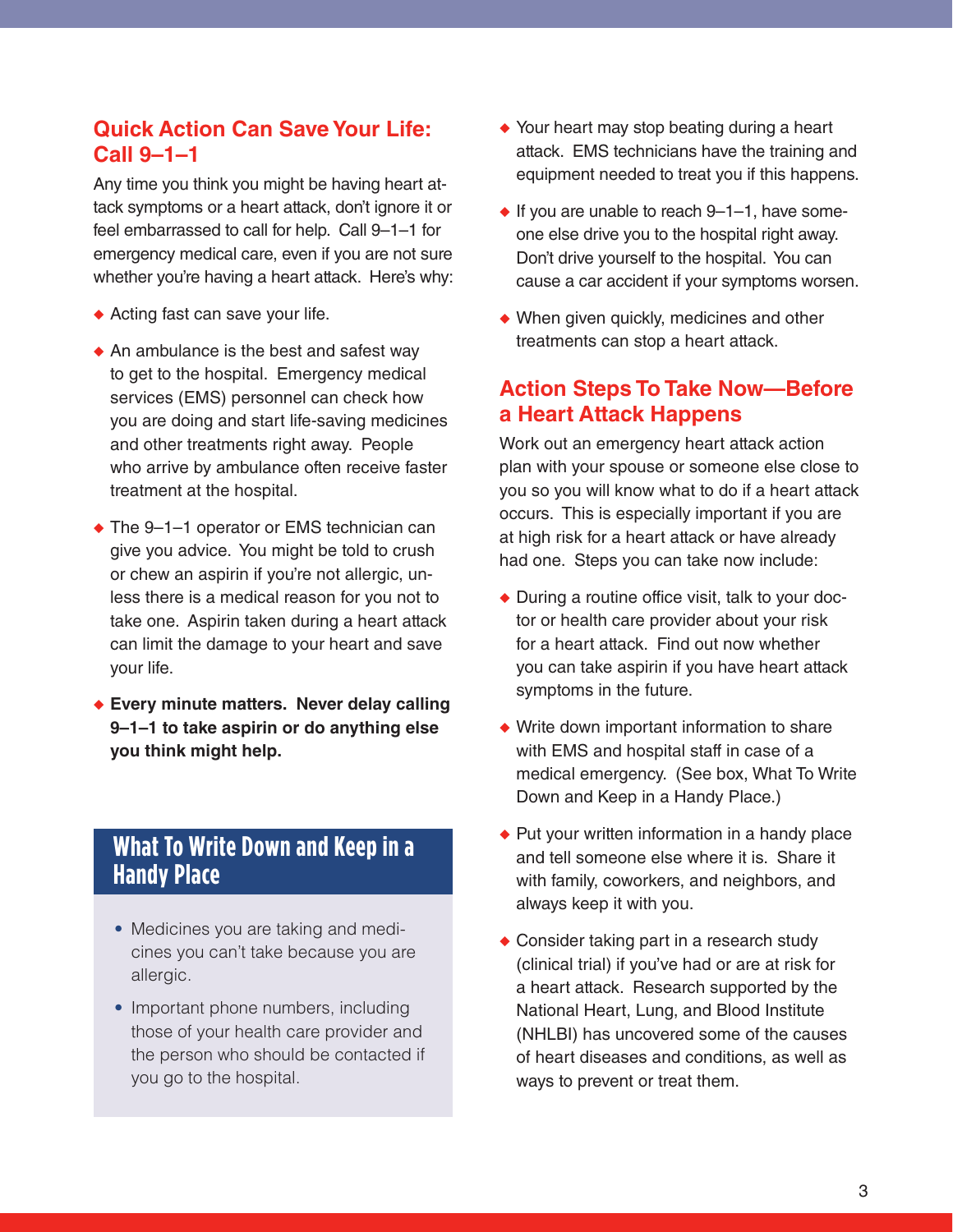## Quick Action Can Save Your Life: Call 9–1–1

Any time you think you might be having heart attack symptoms or a heart attack, don't ignore it or feel embarrassed to call for help. Call 9–1–1 for emergency medical care, even if you are not sure whether you're having a heart attack. Here's why:

- Acting fast can save your life.
- An ambulance is the best and safest way to get to the hospital. Emergency medical services (EMS) personnel can check how you are doing and start life-saving medicines and other treatments right away. People who arrive by ambulance often receive faster treatment at the hospital.
- The 9–1–1 operator or EMS technician can give you advice. You might be told to crush or chew an aspirin if you're not allergic, unless there is a medical reason for you not to take one. Aspirin taken during a heart attack can limit the damage to your heart and save your life.
- **Every minute matters. Never delay calling 9–1–1 to take aspirin or do anything else you think might help.**
- Your heart may stop beating during a heart attack. EMS technicians have the training and equipment needed to treat you if this happens.
- If you are unable to reach 9–1–1, have someone else drive you to the hospital right away. Don't drive yourself to the hospital. You can cause a car accident if your symptoms worsen.
- When given quickly, medicines and other treatments can stop a heart attack.

### What To Write Down and Keep in a Handy Place

- Medicines you are taking and medicines you can't take because you are allergic.
- Important phone numbers, including those of your health care provider and the person who should be contacted if you go to the hospital.

## Action Steps To Take Now—Before a Heart Attack Happens

Work out an emergency heart attack action plan with your spouse or someone else close to you so you will know what to do if a heart attack occurs. This is especially important if you are at high risk for a heart attack or have already had one. Steps you can take now include:

- During a routine office visit, talk to your doctor or health care provider about your risk for a heart attack. Find out now whether you can take aspirin if you have heart attack symptoms in the future.
- Write down important information to share with EMS and hospital staff in case of a medical emergency. (See box, What To Write Down and Keep in a Handy Place.)
- Put your written information in a handy place and tell someone else where it is. Share it with family, coworkers, and neighbors, and always keep it with you.
- Consider taking part in a research study (clinical trial) if you've had or are at risk for a heart attack. Research supported by the National Heart, Lung, and Blood Institute (NHLBI) has uncovered some of the causes of heart diseases and conditions, as well as ways to prevent or treat them.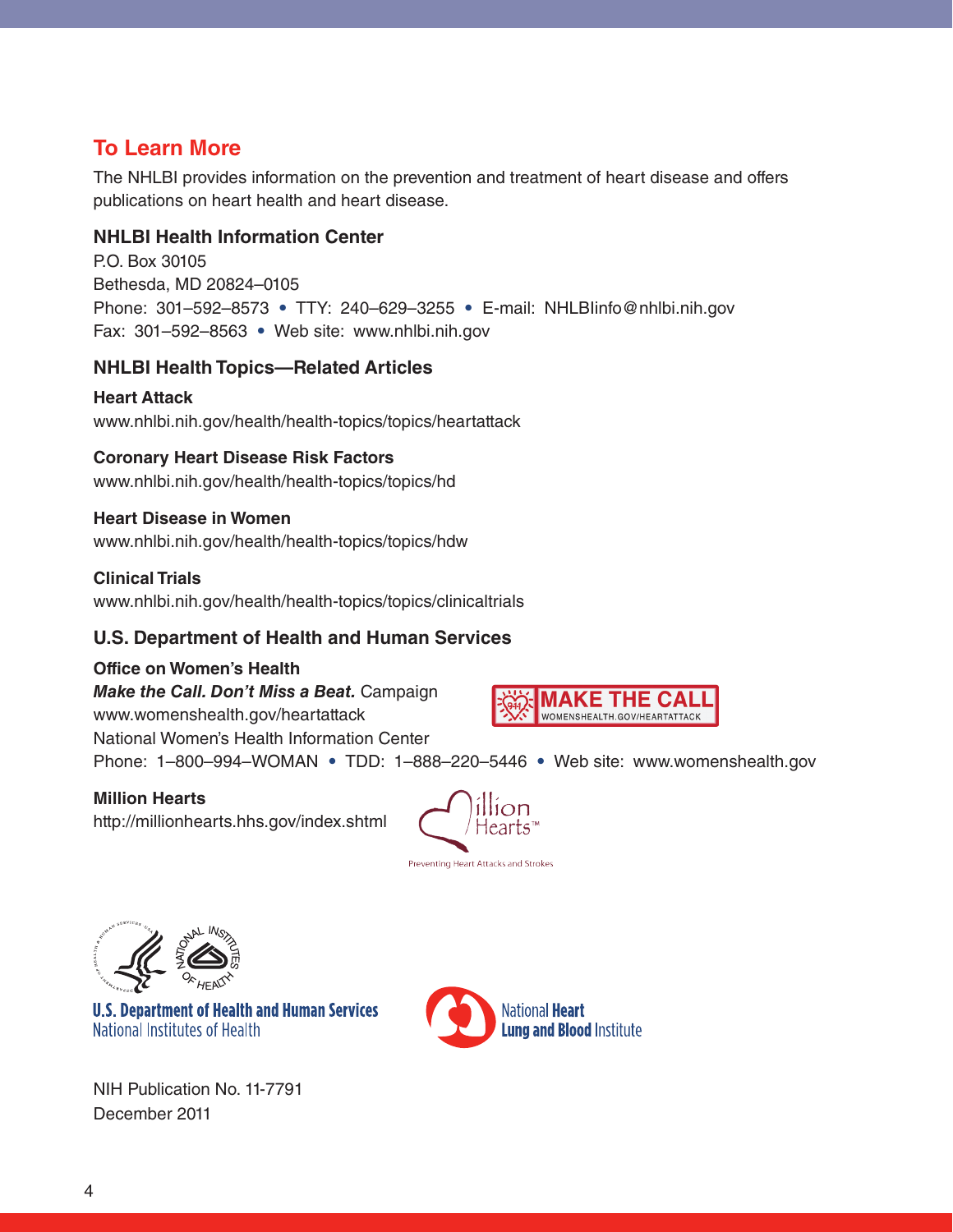## To Learn More

The NHLBI provides information on the prevention and treatment of heart disease and offers publications on heart health and heart disease.

### NHLBI Health Information Center

P.O. Box 30105
Bethesda, MD 20824–0105
Phone: 301–592–8573 • TTY: 240–629–3255 • E-mail: NHLBIinfo@nhlbi.nih.gov
Fax: 301–592–8563 • Web site: www.nhlbi.nih.gov

### NHLBI Health Topics—Related Articles

**Heart Attack**
www.nhlbi.nih.gov/health/health-topics/topics/heartattack

**Coronary Heart Disease Risk Factors**
www.nhlbi.nih.gov/health/health-topics/topics/hd

**Heart Disease in Women**
www.nhlbi.nih.gov/health/health-topics/topics/hdw

**Clinical Trials**
www.nhlbi.nih.gov/health/health-topics/topics/clinicaltrials

### U.S. Department of Health and Human Services

**Office on Women's Health**
***Make the Call. Don't Miss a Beat.*** Campaign
www.womenshealth.gov/heartattack
National Women's Health Information Center
Phone: 1–800–994–WOMAN • TDD: 1–888–220–5446 • Web site: www.womenshealth.gov

MAKE THE CALL
WOMENSHEALTH.GOV/HEARTATTACK

**Million Hearts**
http://millionhearts.hhs.gov/index.shtml

Million Hearts™
Preventing Heart Attacks and Strokes

U.S. Department of Health and Human Services
National Institutes of Health

National Heart Lung and Blood Institute

NIH Publication No. 11-7791
December 2011